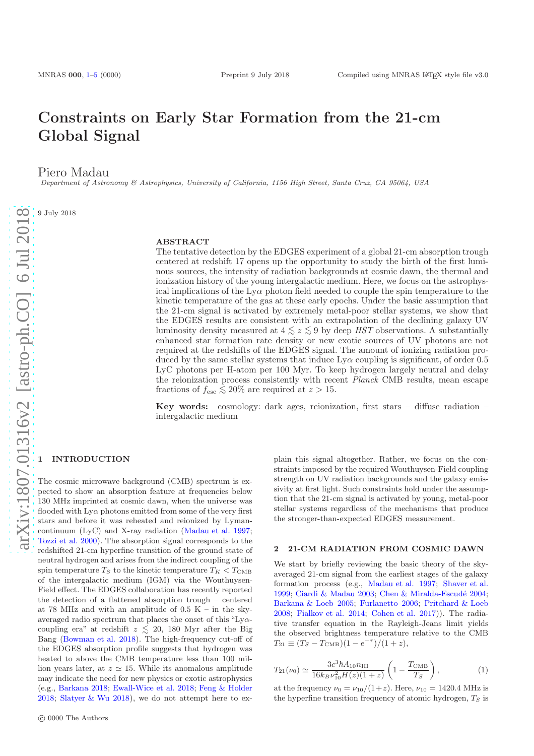# Constraints on Early Star Formation from the 21-cm Global Signal

Piero Madau

*Department of Astronomy & Astrophysics, University of California, 1156 High Street, Santa Cruz, CA 95064, USA*

9 July 2018

## ABSTRACT

The tentative detection by the EDGES experiment of a global 21-cm absorption trough centered at redshift 17 opens up the opportunity to study the birth of the first luminous sources, the intensity of radiation backgrounds at cosmic dawn, the thermal and ionization history of the young intergalactic medium. Here, we focus on the astrophysical implications of the Ly$\alpha$ photon field needed to couple the spin temperature to the kinetic temperature of the gas at these early epochs. Under the basic assumption that the 21-cm signal is activated by extremely metal-poor stellar systems, we show that the EDGES results are consistent with an extrapolation of the declining galaxy UV luminosity density measured at $4 \lesssim z \lesssim 9$ by deep *HST* observations. A substantially enhanced star formation rate density or new exotic sources of UV photons are not required at the redshifts of the EDGES signal. The amount of ionizing radiation produced by the same stellar systems that induce Ly$\alpha$ coupling is significant, of order 0.5 LyC photons per H-atom per 100 Myr. To keep hydrogen largely neutral and delay the reionization process consistently with recent *Planck* CMB results, mean escape fractions of $f_{\rm esc} \lesssim 20\%$ are required at $z > 15$.

**Key words:** cosmology: dark ages, reionization, first stars – diffuse radiation – intergalactic medium

## 1 INTRODUCTION

The cosmic microwave background (CMB) spectrum is expected to show an absorption feature at frequencies below 130 MHz imprinted at cosmic dawn, when the universe was flooded with Ly$\alpha$ photons emitted from some of the very first stars and before it was reheated and reionized by Lyman-continuum (LyC) and X-ray radiation (Madau et al. 1997; Tozzi et al. 2000). The absorption signal corresponds to the redshifted 21-cm hyperfine transition of the ground state of neutral hydrogen and arises from the indirect coupling of the spin temperature $T_S$ to the kinetic temperature $T_K < T_{\rm CMB}$ of the intergalactic medium (IGM) via the Wouthuysen-Field effect. The EDGES collaboration has recently reported the detection of a flattened absorption trough – centered at 78 MHz and with an amplitude of 0.5 K – in the sky-averaged radio spectrum that places the onset of this "Ly$\alpha$-coupling era" at redshift $z \lesssim 20$, 180 Myr after the Big Bang (Bowman et al. 2018). The high-frequency cut-off of the EDGES absorption profile suggests that hydrogen was heated to above the CMB temperature less than 100 million years later, at $z \simeq 15$. While its anomalous amplitude may indicate the need for new physics or exotic astrophysics (e.g., Barkana 2018; Ewall-Wice et al. 2018; Feng & Holder 2018; Slatyer & Wu 2018), we do not attempt here to explain this signal altogether. Rather, we focus on the constraints imposed by the required Wouthuysen-Field coupling strength on UV radiation backgrounds and the galaxy emissivity at first light. Such constraints hold under the assumption that the 21-cm signal is activated by young, metal-poor stellar systems regardless of the mechanisms that produce the stronger-than-expected EDGES measurement.

## 2 21-CM RADIATION FROM COSMIC DAWN

We start by briefly reviewing the basic theory of the sky-averaged 21-cm signal from the earliest stages of the galaxy formation process (e.g., Madau et al. 1997; Shaver et al. 1999; Ciardi & Madau 2003; Chen & Miralda-Escudé 2004; Barkana & Loeb 2005; Furlanetto 2006; Pritchard & Loeb 2008; Fialkov et al. 2014; Cohen et al. 2017)). The radiative transfer equation in the Rayleigh-Jeans limit yields the observed brightness temperature relative to the CMB $T_{21} \equiv (T_S - T_{\rm CMB})(1 - e^{-\tau})/(1 + z)$,

$$T_{21}(\nu_0) \simeq \frac{3c^3\hbar A_{10} n_{\rm HI}}{16 k_B \nu_{10}^2 H(z)(1+z)} \left(1 - \frac{T_{\rm CMB}}{T_S}\right), \tag{1}$$

at the frequency $\nu_0 = \nu_{10}/(1+z)$. Here, $\nu_{10} = 1420.4$ MHz is the hyperfine transition frequency of atomic hydrogen, $T_S$ is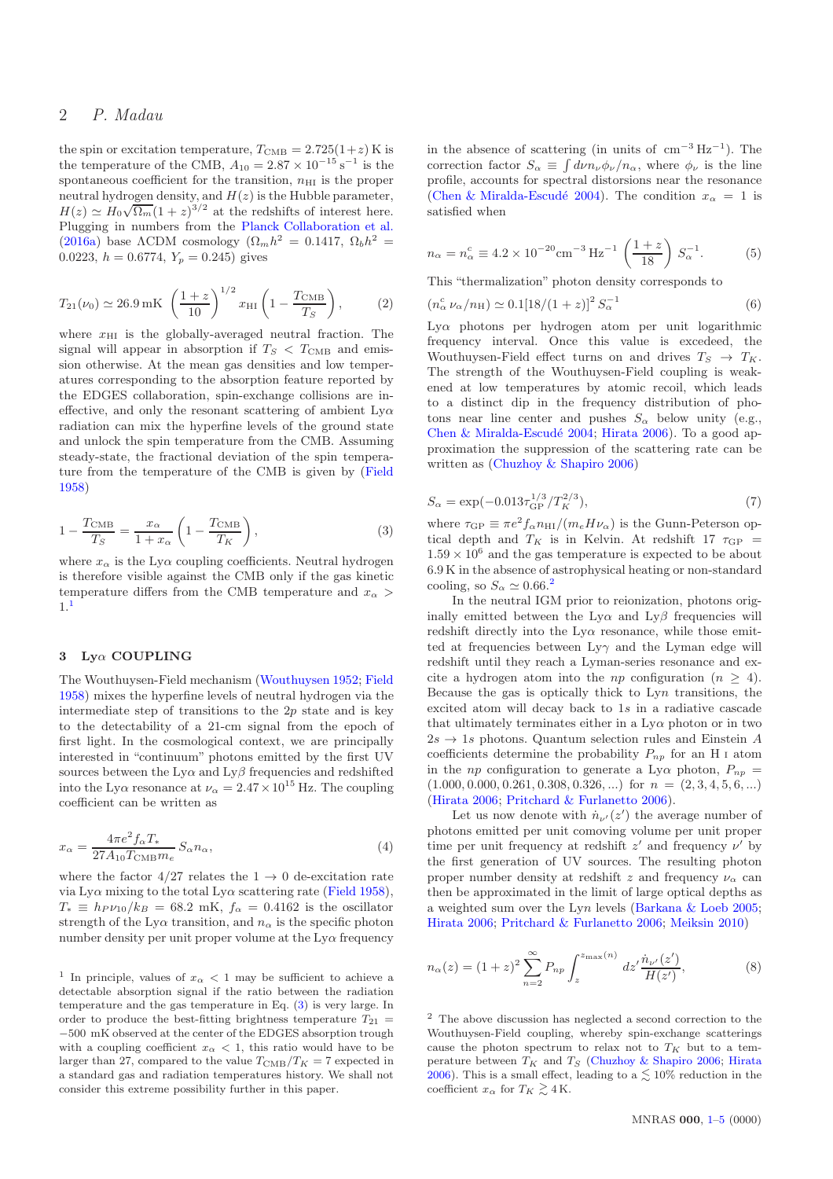the spin or excitation temperature, $T_{\rm CMB} = 2.725(1+z)$ K is the temperature of the CMB, $A_{10} = 2.87 \times 10^{-15}\,{\rm s}^{-1}$ is the spontaneous coefficient for the transition, $n_{\rm HI}$ is the proper neutral hydrogen density, and $H(z)$ is the Hubble parameter, $H(z) \simeq H_0\sqrt{\Omega_m}(1+z)^{3/2}$ at the redshifts of interest here. Plugging in numbers from the Planck Collaboration et al. (2016a) base ΛCDM cosmology ($\Omega_m h^2 = 0.1417$, $\Omega_b h^2 = 0.0223$, $h = 0.6774$, $Y_p = 0.245$) gives

$$T_{21}(\nu_0) \simeq 26.9\,{\rm mK}\,\left(\frac{1+z}{10}\right)^{1/2} x_{\rm HI}\left(1 - \frac{T_{\rm CMB}}{T_S}\right), \tag{2}$$

where $x_{\rm HI}$ is the globally-averaged neutral fraction. The signal will appear in absorption if $T_S < T_{\rm CMB}$ and emission otherwise. At the mean gas densities and low temperatures corresponding to the absorption feature reported by the EDGES collaboration, spin-exchange collisions are ineffective, and only the resonant scattering of ambient Lyα radiation can mix the hyperfine levels of the ground state and unlock the spin temperature from the CMB. Assuming steady-state, the fractional deviation of the spin temperature from the temperature of the CMB is given by (Field 1958)

$$1 - \frac{T_{\rm CMB}}{T_S} = \frac{x_\alpha}{1+x_\alpha}\left(1 - \frac{T_{\rm CMB}}{T_K}\right), \tag{3}$$

where $x_\alpha$ is the Lyα coupling coefficients. Neutral hydrogen is therefore visible against the CMB only if the gas kinetic temperature differs from the CMB temperature and $x_\alpha > 1$.[1]

## 3 Lyα COUPLING

The Wouthuysen-Field mechanism (Wouthuysen 1952; Field 1958) mixes the hyperfine levels of neutral hydrogen via the intermediate step of transitions to the $2p$ state and is key to the detectability of a 21-cm signal from the epoch of first light. In the cosmological context, we are principally interested in "continuum" photons emitted by the first UV sources between the Lyα and Lyβ frequencies and redshifted into the Lyα resonance at $\nu_\alpha = 2.47 \times 10^{15}$ Hz. The coupling coefficient can be written as

$$x_\alpha = \frac{4\pi e^2 f_\alpha T_*}{27 A_{10} T_{\rm CMB} m_e}\, S_\alpha n_\alpha, \tag{4}$$

where the factor 4/27 relates the $1 \to 0$ de-excitation rate via Lyα mixing to the total Lyα scattering rate (Field 1958), $T_* \equiv h_P\nu_{10}/k_B = 68.2$ mK, $f_\alpha = 0.4162$ is the oscillator strength of the Lyα transition, and $n_\alpha$ is the specific photon number density per unit proper volume at the Lyα frequency in the absence of scattering (in units of ${\rm cm}^{-3}\,{\rm Hz}^{-1}$). The correction factor $S_\alpha \equiv \int d\nu n_\nu \phi_\nu / n_\alpha$, where $\phi_\nu$ is the line profile, accounts for spectral distorsions near the resonance (Chen & Miralda-Escudé 2004). The condition $x_\alpha = 1$ is satisfied when

$$n_\alpha = n_\alpha^c \equiv 4.2 \times 10^{-20}{\rm cm}^{-3}\,{\rm Hz}^{-1}\left(\frac{1+z}{18}\right) S_\alpha^{-1}. \tag{5}$$

This "thermalization" photon density corresponds to

$$(n_\alpha^c\,\nu_\alpha/n_{\rm H}) \simeq 0.1[18/(1+z)]^2\, S_\alpha^{-1} \tag{6}$$

Lyα photons per hydrogen atom per unit logarithmic frequency interval. Once this value is exceeded, the Wouthuysen-Field effect turns on and drives $T_S \to T_K$. The strength of the Wouthuysen-Field coupling is weakened at low temperatures by atomic recoil, which leads to a distinct dip in the frequency distribution of photons near line center and pushes $S_\alpha$ below unity (e.g., Chen & Miralda-Escudé 2004; Hirata 2006). To a good approximation the suppression of the scattering rate can be written as (Chuzhoy & Shapiro 2006)

$$S_\alpha = \exp(-0.013\tau_{\rm GP}^{1/3}/T_K^{2/3}), \tag{7}$$

where $\tau_{\rm GP} \equiv \pi e^2 f_\alpha n_{\rm HI}/(m_e H \nu_\alpha)$ is the Gunn-Peterson optical depth and $T_K$ is in Kelvin. At redshift 17 $\tau_{\rm GP} = 1.59 \times 10^6$ and the gas temperature is expected to be about 6.9 K in the absence of astrophysical heating or non-standard cooling, so $S_\alpha \simeq 0.66$.[2]

In the neutral IGM prior to reionization, photons originally emitted between the Lyα and Lyβ frequencies will redshift directly into the Lyα resonance, while those emitted at frequencies between Lyγ and the Lyman edge will redshift until they reach a Lyman-series resonance and excite a hydrogen atom into the $np$ configuration ($n \geq 4$). Because the gas is optically thick to Ly$n$ transitions, the excited atom will decay back to $1s$ in a radiative cascade that ultimately terminates either in a Lyα photon or in two $2s \to 1s$ photons. Quantum selection rules and Einstein $A$ coefficients determine the probability $P_{np}$ for an H I atom in the $np$ configuration to generate a Lyα photon, $P_{np} = (1.000, 0.000, 0.261, 0.308, 0.326, ...)$ for $n = (2, 3, 4, 5, 6, ...)$ (Hirata 2006; Pritchard & Furlanetto 2006).

Let us now denote with $\dot{n}_{\nu'}(z')$ the average number of photons emitted per unit comoving volume per unit proper time per unit frequency at redshift $z'$ and frequency $\nu'$ by the first generation of UV sources. The resulting photon proper number density at redshift $z$ and frequency $\nu_\alpha$ can then be approximated in the limit of large optical depths as a weighted sum over the Ly$n$ levels (Barkana & Loeb 2005; Hirata 2006; Pritchard & Furlanetto 2006; Meiksin 2010)

$$n_\alpha(z) = (1+z)^2 \sum_{n=2}^{\infty} P_{np} \int_z^{z_{\max}(n)} dz' \frac{\dot{n}_{\nu'}(z')}{H(z')}, \tag{8}$$

---

[1] In principle, values of $x_\alpha < 1$ may be sufficient to achieve a detectable absorption signal if the ratio between the radiation temperature and the gas temperature in Eq. (3) is very large. In order to produce the best-fitting brightness temperature $T_{21} = -500$ mK observed at the center of the EDGES absorption trough with a coupling coefficient $x_\alpha < 1$, this ratio would have to be larger than 27, compared to the value $T_{\rm CMB}/T_K = 7$ expected in a standard gas and radiation temperatures history. We shall not consider this extreme possibility further in this paper.

[2] The above discussion has neglected a second correction to the Wouthuysen-Field coupling, whereby spin-exchange scatterings cause the photon spectrum to relax not to $T_K$ but to a temperature between $T_K$ and $T_S$ (Chuzhoy & Shapiro 2006; Hirata 2006). This is a small effect, leading to a $\lesssim 10\%$ reduction in the coefficient $x_\alpha$ for $T_K \gtrsim 4$ K.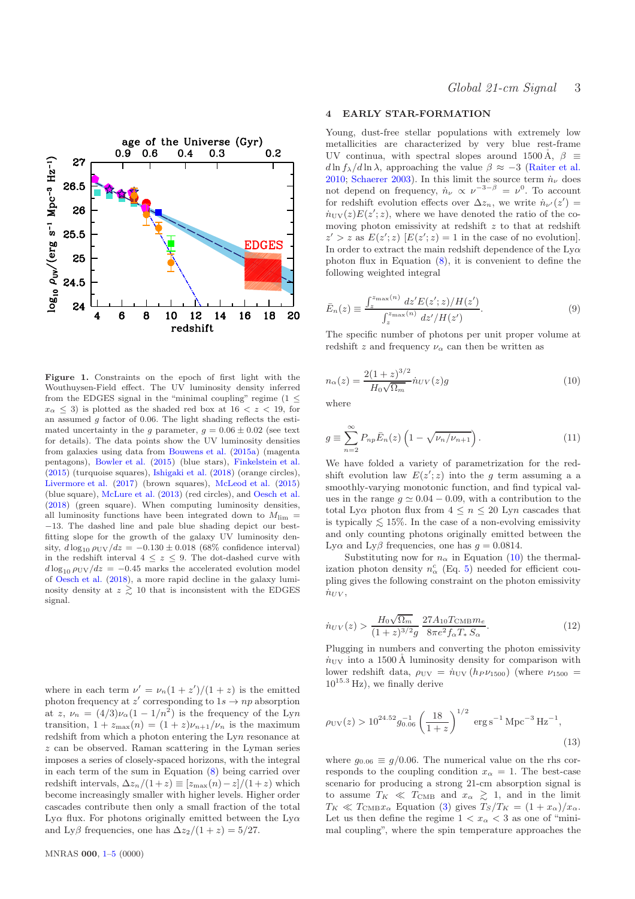**Figure 1.** Constraints on the epoch of first light with the Wouthuysen-Field effect. The UV luminosity density inferred from the EDGES signal in the "minimal coupling" regime ($1 \leq x_\alpha \leq 3$) is plotted as the shaded red box at $16 < z < 19$, for an assumed $g$ factor of 0.06. The light shading reflects the estimated uncertainty in the $g$ parameter, $g = 0.06 \pm 0.02$ (see text for details). The data points show the UV luminosity densities from galaxies using data from Bouwens et al. (2015a) (magenta pentagons), Bowler et al. (2015) (blue stars), Finkelstein et al. (2015) (turquoise squares), Ishigaki et al. (2018) (orange circles), Livermore et al. (2017) (brown squares), McLeod et al. (2015) (blue square), McLure et al. (2013) (red circles), and Oesch et al. (2018) (green square). When computing luminosity densities, all luminosity functions have been integrated down to $M_{\rm lim} = -13$. The dashed line and pale blue shading depict our best-fitting slope for the growth of the galaxy UV luminosity density, $d\log_{10}\rho_{\rm UV}/dz = -0.130 \pm 0.018$ (68% confidence interval) in the redshift interval $4 \leq z \leq 9$. The dot-dashed curve with $d\log_{10}\rho_{\rm UV}/dz = -0.45$ marks the accelerated evolution model of Oesch et al. (2018), a more rapid decline in the galaxy luminosity density at $z \gtrsim 10$ that is inconsistent with the EDGES signal.

where in each term $\nu' = \nu_n(1+z')/(1+z)$ is the emitted photon frequency at $z'$ corresponding to $1s \to np$ absorption at $z$, $\nu_n = (4/3)\nu_\alpha(1-1/n^2)$ is the frequency of the Ly$n$ transition, $1+z_{\rm max}(n) = (1+z)\nu_{n+1}/\nu_n$ is the maximum redshift from which a photon entering the Ly$n$ resonance at $z$ can be observed. Raman scattering in the Lyman series imposes a series of closely-spaced horizons, with the integral in each term of the sum in Equation (8) being carried over redshift intervals, $\Delta z_n/(1+z) \equiv [z_{\rm max}(n)-z]/(1+z)$ which become increasingly smaller with higher levels. Higher order cascades contribute then only a small fraction of the total Ly$\alpha$ flux. For photons originally emitted between the Ly$\alpha$ and Ly$\beta$ frequencies, one has $\Delta z_2/(1+z) = 5/27$.

## 4 EARLY STAR-FORMATION

Young, dust-free stellar populations with extremely low metallicities are characterized by very blue rest-frame UV continua, with spectral slopes around 1500 Å, $\beta \equiv d\ln f_\lambda/d\ln\lambda$, approaching the value $\beta \approx -3$ (Raiter et al. 2010; Schaerer 2003). In this limit the source term $\dot{n}_\nu$ does not depend on frequency, $\dot{n}_\nu \propto \nu^{-3-\beta} = \nu^0$. To account for redshift evolution effects over $\Delta z_n$, we write $\dot{n}_{\nu'}(z') = \dot{n}_{\rm UV}(z)E(z';z)$, where we have denoted the ratio of the comoving photon emissivity at redshift $z$ to that at redshift $z' > z$ as $E(z';z)$ [$E(z';z) = 1$ in the case of no evolution]. In order to extract the main redshift dependence of the Ly$\alpha$ photon flux in Equation (8), it is convenient to define the following weighted integral

$$\bar{E}_n(z) \equiv \frac{\int_z^{z_{\rm max}(n)} dz' E(z';z)/H(z')}{\int_z^{z_{\rm max}(n)} dz'/H(z')}. \tag{9}$$

The specific number of photons per unit proper volume at redshift $z$ and frequency $\nu_\alpha$ can then be written as

$$n_\alpha(z) = \frac{2(1+z)^{3/2}}{H_0\sqrt{\Omega_m}}\dot{n}_{UV}(z)g \tag{10}$$

where

$$g \equiv \sum_{n=2}^{\infty} P_{np}\bar{E}_n(z)\left(1-\sqrt{\nu_n/\nu_{n+1}}\right). \tag{11}$$

We have folded a variety of parametrization for the redshift evolution law $E(z';z)$ into the $g$ term assuming a a smoothly-varying monotonic function, and find typical values in the range $g \simeq 0.04-0.09$, with a contribution to the total Ly$\alpha$ photon flux from $4 \leq n \leq 20$ Lyn cascades that is typically $\lesssim 15\%$. In the case of a non-evolving emissivity and only counting photons originally emitted between the Ly$\alpha$ and Ly$\beta$ frequencies, one has $g = 0.0814$.

Substituting now for $n_\alpha$ in Equation (10) the thermalization photon density $n_\alpha^c$ (Eq. 5) needed for efficient coupling gives the following constraint on the photon emissivity $\dot{n}_{UV}$,

$$\dot{n}_{UV}(z) > \frac{H_0\sqrt{\Omega_m}}{(1+z)^{3/2}g}\,\frac{27A_{10}T_{\rm CMB}m_e}{8\pi e^2 f_\alpha T_* S_\alpha}. \tag{12}$$

Plugging in numbers and converting the photon emissivity $\dot{n}_{\rm UV}$ into a 1500 Å luminosity density for comparison with lower redshift data, $\rho_{\rm UV} = \dot{n}_{\rm UV}\,(h_P\nu_{1500})$ (where $\nu_{1500} = 10^{15.3}$ Hz), we finally derive

$$\rho_{\rm UV}(z) > 10^{24.52}g_{0.06}^{-1}\left(\frac{18}{1+z}\right)^{1/2}\ {\rm erg\,s^{-1}\,Mpc^{-3}\,Hz^{-1}}, \tag{13}$$

where $g_{0.06} \equiv g/0.06$. The numerical value on the rhs corresponds to the coupling condition $x_\alpha = 1$. The best-case scenario for producing a strong 21-cm absorption signal is to assume $T_K \ll T_{\rm CMB}$ and $x_\alpha \gtrsim 1$, and in the limit $T_K \ll T_{\rm CMB}x_\alpha$ Equation (3) gives $T_S/T_K = (1+x_\alpha)/x_\alpha$. Let us then define the regime $1 < x_\alpha < 3$ as one of "minimal coupling", where the spin temperature approaches the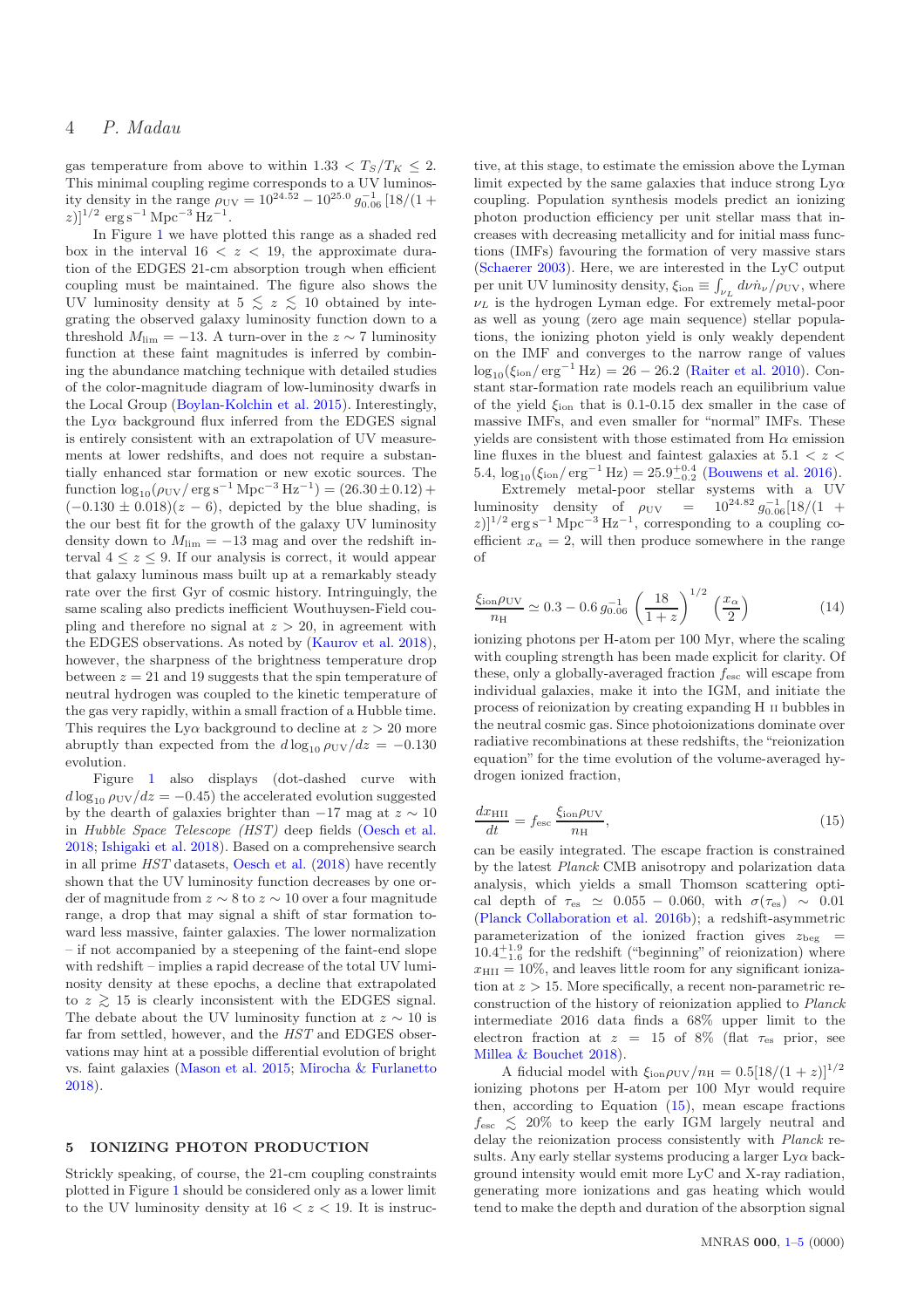gas temperature from above to within $1.33 < T_S/T_K \leq 2$. This minimal coupling regime corresponds to a UV luminosity density in the range $\rho_{\rm UV} = 10^{24.52} - 10^{25.0}\, g_{0.06}^{-1}\, [18/(1+z)]^{1/2}$ erg s$^{-1}$ Mpc$^{-3}$ Hz$^{-1}$.

In Figure 1 we have plotted this range as a shaded red box in the interval $16 < z < 19$, the approximate duration of the EDGES 21-cm absorption trough when efficient coupling must be maintained. The figure also shows the UV luminosity density at $5 \lesssim z \lesssim 10$ obtained by integrating the observed galaxy luminosity function down to a threshold $M_{\rm lim} = -13$. A turn-over in the $z \sim 7$ luminosity function at these faint magnitudes is inferred by combining the abundance matching technique with detailed studies of the color-magnitude diagram of low-luminosity dwarfs in the Local Group (Boylan-Kolchin et al. 2015). Interestingly, the Ly$\alpha$ background flux inferred from the EDGES signal is entirely consistent with an extrapolation of UV measurements at lower redshifts, and does not require a substantially enhanced star formation or new exotic sources. The function $\log_{10}(\rho_{\rm UV}/\,{\rm erg\,s^{-1}\,Mpc^{-3}\,Hz^{-1}}) = (26.30 \pm 0.12) + (-0.130 \pm 0.018)(z-6)$, depicted by the blue shading, is the our best fit for the growth of the galaxy UV luminosity density down to $M_{\rm lim} = -13$ mag and over the redshift interval $4 \leq z \leq 9$. If our analysis is correct, it would appear that galaxy luminous mass built up at a remarkably steady rate over the first Gyr of cosmic history. Intriguingly, the same scaling also predicts inefficient Wouthuysen-Field coupling and therefore no signal at $z > 20$, in agreement with the EDGES observations. As noted by (Kaurov et al. 2018), however, the sharpness of the brightness temperature drop between $z = 21$ and 19 suggests that the spin temperature of neutral hydrogen was coupled to the kinetic temperature of the gas very rapidly, within a small fraction of a Hubble time. This requires the Ly$\alpha$ background to decline at $z > 20$ more abruptly than expected from the $d\log_{10}\rho_{\rm UV}/dz = -0.130$ evolution.

Figure 1 also displays (dot-dashed curve with $d\log_{10}\rho_{\rm UV}/dz = -0.45$) the accelerated evolution suggested by the dearth of galaxies brighter than $-17$ mag at $z \sim 10$ in *Hubble Space Telescope (HST)* deep fields (Oesch et al. 2018; Ishigaki et al. 2018). Based on a comprehensive search in all prime *HST* datasets, Oesch et al. (2018) have recently shown that the UV luminosity function decreases by one order of magnitude from $z \sim 8$ to $z \sim 10$ over a four magnitude range, a drop that may signal a shift of star formation toward less massive, fainter galaxies. The lower normalization – if not accompanied by a steepening of the faint-end slope with redshift – implies a rapid decrease of the total UV luminosity density at these epochs, a decline that extrapolated to $z \gtrsim 15$ is clearly inconsistent with the EDGES signal. The debate about the UV luminosity function at $z \sim 10$ is far from settled, however, and the *HST* and EDGES observations may hint at a possible differential evolution of bright vs. faint galaxies (Mason et al. 2015; Mirocha & Furlanetto 2018).

## 5 IONIZING PHOTON PRODUCTION

Strickly speaking, of course, the 21-cm coupling constraints plotted in Figure 1 should be considered only as a lower limit to the UV luminosity density at $16 < z < 19$. It is instructive, at this stage, to estimate the emission above the Lyman limit expected by the same galaxies that induce strong Ly$\alpha$ coupling. Population synthesis models predict an ionizing photon production efficiency per unit stellar mass that increases with decreasing metallicity and for initial mass functions (IMFs) favouring the formation of very massive stars (Schaerer 2003). Here, we are interested in the LyC output per unit UV luminosity density, $\xi_{\rm ion} \equiv \int_{\nu_L} d\nu \dot{n}_\nu/\rho_{\rm UV}$, where $\nu_L$ is the hydrogen Lyman edge. For extremely metal-poor as well as young (zero age main sequence) stellar populations, the ionizing photon yield is only weakly dependent on the IMF and converges to the narrow range of values $\log_{10}(\xi_{\rm ion}/\,{\rm erg^{-1}\,Hz}) = 26 - 26.2$ (Raiter et al. 2010). Constant star-formation rate models reach an equilibrium value of the yield $\xi_{\rm ion}$ that is 0.1-0.15 dex smaller in the case of massive IMFs, and even smaller for "normal" IMFs. These yields are consistent with those estimated from H$\alpha$ emission line fluxes in the bluest and faintest galaxies at $5.1 < z < 5.4$, $\log_{10}(\xi_{\rm ion}/\,{\rm erg^{-1}\,Hz}) = 25.9^{+0.4}_{-0.2}$ (Bouwens et al. 2016).

Extremely metal-poor stellar systems with a UV luminosity density of $\rho_{\rm UV} = 10^{24.82}\, g_{0.06}^{-1} [18/(1+z)]^{1/2}$ erg s$^{-1}$ Mpc$^{-3}$ Hz$^{-1}$, corresponding to a coupling coefficient $x_\alpha = 2$, will then produce somewhere in the range of

$$\frac{\xi_{\rm ion}\rho_{\rm UV}}{n_{\rm H}} \simeq 0.3 - 0.6\, g_{0.06}^{-1} \left(\frac{18}{1+z}\right)^{1/2} \left(\frac{x_\alpha}{2}\right) \tag{14}$$

ionizing photons per H-atom per 100 Myr, where the scaling with coupling strength has been made explicit for clarity. Of these, only a globally-averaged fraction $f_{\rm esc}$ will escape from individual galaxies, make it into the IGM, and initiate the process of reionization by creating expanding H II bubbles in the neutral cosmic gas. Since photoionizations dominate over radiative recombinations at these redshifts, the "reionization equation" for the time evolution of the volume-averaged hydrogen ionized fraction,

$$\frac{dx_{\rm HII}}{dt} = f_{\rm esc}\,\frac{\xi_{\rm ion}\rho_{\rm UV}}{n_{\rm H}}, \tag{15}$$

can be easily integrated. The escape fraction is constrained by the latest *Planck* CMB anisotropy and polarization data analysis, which yields a small Thomson scattering optical depth of $\tau_{\rm es} \simeq 0.055 - 0.060$, with $\sigma(\tau_{\rm es}) \sim 0.01$ (Planck Collaboration et al. 2016b); a redshift-asymmetric parameterization of the ionized fraction gives $z_{\rm beg} = 10.4^{+1.9}_{-1.6}$ for the redshift ("beginning" of reionization) where $x_{\rm HII} = 10\%$, and leaves little room for any significant ionization at $z > 15$. More specifically, a recent non-parametric reconstruction of the history of reionization applied to *Planck* intermediate 2016 data finds a 68% upper limit to the electron fraction at $z = 15$ of 8% (flat $\tau_{\rm es}$ prior, see Millea & Bouchet 2018).

A fiducial model with $\xi_{\rm ion}\rho_{\rm UV}/n_{\rm H} = 0.5[18/(1+z)]^{1/2}$ ionizing photons per H-atom per 100 Myr would require then, according to Equation (15), mean escape fractions $f_{\rm esc} \lesssim 20\%$ to keep the early IGM largely neutral and delay the reionization process consistently with *Planck* results. Any early stellar systems producing a larger Ly$\alpha$ background intensity would emit more LyC and X-ray radiation, generating more ionizations and gas heating which would tend to make the depth and duration of the absorption signal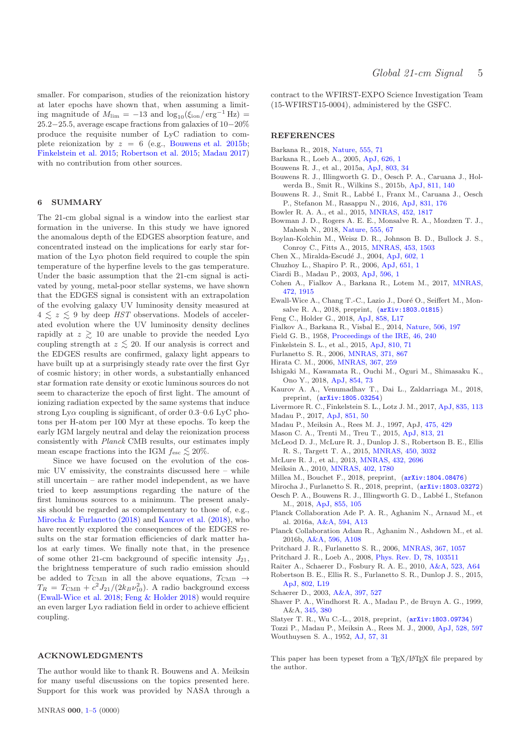smaller. For comparison, studies of the reionization history at later epochs have shown that, when assuming a limiting magnitude of $M_{\rm lim} = -13$ and $\log_{10}(\xi_{\rm ion}/\,{\rm erg}^{-1}\,{\rm Hz}) = 25.2-25.5$, average escape fractions from galaxies of $10-20\%$ produce the requisite number of LyC radiation to complete reionization by $z = 6$ (e.g., Bouwens et al. 2015b; Finkelstein et al. 2015; Robertson et al. 2015; Madau 2017) with no contribution from other sources.

## 6 SUMMARY

The 21-cm global signal is a window into the earliest star formation in the universe. In this study we have ignored the anomalous depth of the EDGES absorption feature, and concentrated instead on the implications for early star formation of the Ly$\alpha$ photon field required to couple the spin temperature of the hyperfine levels to the gas temperature. Under the basic assumption that the 21-cm signal is activated by young, metal-poor stellar systems, we have shown that the EDGES signal is consistent with an extrapolation of the evolving galaxy UV luminosity density measured at $4 \lesssim z \lesssim 9$ by deep *HST* observations. Models of accelerated evolution where the UV luminosity density declines rapidly at $z \gtrsim 10$ are unable to provide the needed Ly$\alpha$ coupling strength at $z \lesssim 20$. If our analysis is correct and the EDGES results are confirmed, galaxy light appears to have built up at a surprisingly steady rate over the first Gyr of cosmic history; in other words, a substantially enhanced star formation rate density or exotic luminous sources do not seem to characterize the epoch of first light. The amount of ionizing radiation expected by the same systems that induce strong Ly$\alpha$ coupling is significant, of order 0.3–0.6 LyC photons per H-atom per 100 Myr at these epochs. To keep the early IGM largely neutral and delay the reionization process consistently with *Planck* CMB results, our estimates imply mean escape fractions into the IGM $f_{\rm esc} \lesssim 20\%$.

Since we have focused on the evolution of the cosmic UV emissivity, the constraints discussed here – while still uncertain – are rather model independent, as we have tried to keep assumptions regarding the nature of the first luminous sources to a minimum. The present analysis should be regarded as complementary to those of, e.g., Mirocha & Furlanetto (2018) and Kaurov et al. (2018), who have recently explored the consequences of the EDGES results on the star formation efficiencies of dark matter halos at early times. We finally note that, in the presence of some other 21-cm background of specific intensity $J_{21}$, the brightness temperature of such radio emission should be added to $T_{\rm CMB}$ in all the above equations, $T_{\rm CMB} \to T_R = T_{\rm CMB} + c^2 J_{21}/(2k_B\nu_{10}^2)$. A radio background excess (Ewall-Wice et al. 2018; Feng & Holder 2018) would require an even larger Ly$\alpha$ radiation field in order to achieve efficient coupling.

## ACKNOWLEDGMENTS

The author would like to thank R. Bouwens and A. Meiksin for many useful discussions on the topics presented here. Support for this work was provided by NASA through a contract to the WFIRST-EXPO Science Investigation Team (15-WFIRST15-0004), administered by the GSFC.

## REFERENCES

Barkana R., 2018, Nature, 555, 71
Barkana R., Loeb A., 2005, ApJ, 626, 1
Bouwens R. J., et al., 2015a, ApJ, 803, 34
Bouwens R. J., Illingworth G. D., Oesch P. A., Caruana J., Holwerda B., Smit R., Wilkins S., 2015b, ApJ, 811, 140
Bouwens R. J., Smit R., Labbé I., Franx M., Caruana J., Oesch P., Stefanon M., Rasappu N., 2016, ApJ, 831, 176
Bowler R. A. A., et al., 2015, MNRAS, 452, 1817
Bowman J. D., Rogers A. E. E., Monsalve R. A., Mozdzen T. J., Mahesh N., 2018, Nature, 555, 67
Boylan-Kolchin M., Weisz D. R., Johnson B. D., Bullock J. S., Conroy C., Fitts A., 2015, MNRAS, 453, 1503
Chen X., Miralda-Escudé J., 2004, ApJ, 602, 1
Chuzhoy L., Shapiro P. R., 2006, ApJ, 651, 1
Ciardi B., Madau P., 2003, ApJ, 596, 1
Cohen A., Fialkov A., Barkana R., Lotem M., 2017, MNRAS, 472, 1915
Ewall-Wice A., Chang T.-C., Lazio J., Doré O., Seiffert M., Monsalve R. A., 2018, preprint, (arXiv:1803.01815)
Feng C., Holder G., 2018, ApJ, 858, L17
Fialkov A., Barkana R., Visbal E., 2014, Nature, 506, 197
Field G. B., 1958, Proceedings of the IRE, 46, 240
Finkelstein S. L., et al., 2015, ApJ, 810, 71
Furlanetto S. R., 2006, MNRAS, 371, 867
Hirata C. M., 2006, MNRAS, 367, 259
Ishigaki M., Kawamata R., Ouchi M., Oguri M., Shimasaku K., Ono Y., 2018, ApJ, 854, 73
Kaurov A. A., Venumadhav T., Dai L., Zaldarriaga M., 2018, preprint, (arXiv:1805.03254)
Livermore R. C., Finkelstein S. L., Lotz J. M., 2017, ApJ, 835, 113
Madau P., 2017, ApJ, 851, 50
Madau P., Meiksin A., Rees M. J., 1997, ApJ, 475, 429
Mason C. A., Trenti M., Treu T., 2015, ApJ, 813, 21
McLeod D. J., McLure R. J., Dunlop J. S., Robertson B. E., Ellis R. S., Targett T. A., 2015, MNRAS, 450, 3032
McLure R. J., et al., 2013, MNRAS, 432, 2696
Meiksin A., 2010, MNRAS, 402, 1780
Millea M., Bouchet F., 2018, preprint, (arXiv:1804.08476)
Mirocha J., Furlanetto S. R., 2018, preprint, (arXiv:1803.03272)
Oesch P. A., Bouwens R. J., Illingworth G. D., Labbé I., Stefanon M., 2018, ApJ, 855, 105
Planck Collaboration Ade P. A. R., Aghanim N., Arnaud M., et al. 2016a, A&A, 594, A13
Planck Collaboration Adam R., Aghanim N., Ashdown M., et al. 2016b, A&A, 596, A108
Pritchard J. R., Furlanetto S. R., 2006, MNRAS, 367, 1057
Pritchard J. R., Loeb A., 2008, Phys. Rev. D, 78, 103511
Raiter A., Schaerer D., Fosbury R. A. E., 2010, A&A, 523, A64
Robertson B. E., Ellis R. S., Furlanetto S. R., Dunlop J. S., 2015, ApJ, 802, L19
Schaerer D., 2003, A&A, 397, 527
Shaver P. A., Windhorst R. A., Madau P., de Bruyn A. G., 1999, A&A, 345, 380
Slatyer T. R., Wu C.-L., 2018, preprint, (arXiv:1803.09734)
Tozzi P., Madau P., Meiksin A., Rees M. J., 2000, ApJ, 528, 597
Wouthuysen S. A., 1952, AJ, 57, 31

This paper has been typeset from a TEX/LATEX file prepared by the author.